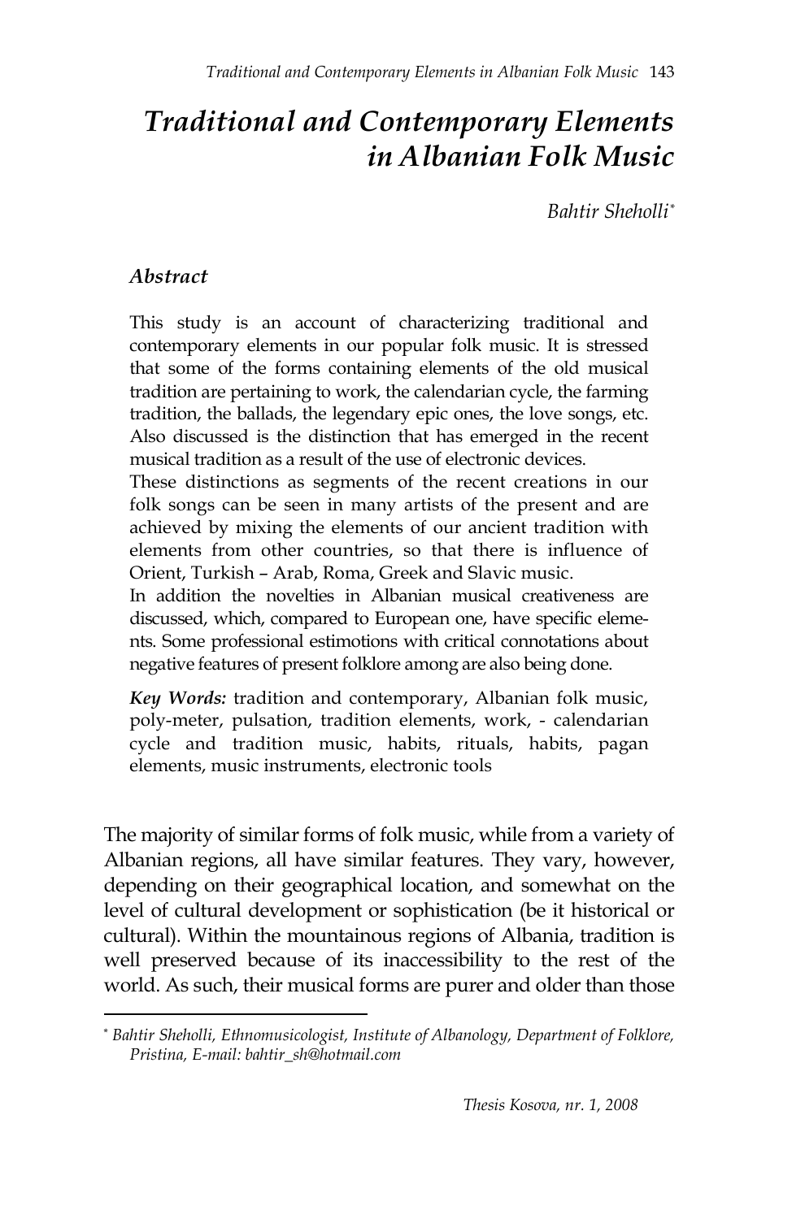# *Traditional and Contemporary Elements in Albanian Folk Music*

*Bahtir Sheholli*[*]

### *Abstract*

This study is an account of characterizing traditional and contemporary elements in our popular folk music. It is stressed that some of the forms containing elements of the old musical tradition are pertaining to work, the calendarian cycle, the farming tradition, the ballads, the legendary epic ones, the love songs, etc. Also discussed is the distinction that has emerged in the recent musical tradition as a result of the use of electronic devices.

These distinctions as segments of the recent creations in our folk songs can be seen in many artists of the present and are achieved by mixing the elements of our ancient tradition with elements from other countries, so that there is influence of Orient, Turkish – Arab, Roma, Greek and Slavic music.

In addition the novelties in Albanian musical creativeness are discussed, which, compared to European one, have specific elements. Some professional estimotions with critical connotations about negative features of present folklore among are also being done.

***Key Words:*** tradition and contemporary, Albanian folk music, poly-meter, pulsation, tradition elements, work, - calendarian cycle and tradition music, habits, rituals, habits, pagan elements, music instruments, electronic tools

The majority of similar forms of folk music, while from a variety of Albanian regions, all have similar features. They vary, however, depending on their geographical location, and somewhat on the level of cultural development or sophistication (be it historical or cultural). Within the mountainous regions of Albania, tradition is well preserved because of its inaccessibility to the rest of the world. As such, their musical forms are purer and older than those

[*] *Bahtir Sheholli, Ethnomusicologist, Institute of Albanology, Department of Folklore, Pristina, E-mail: bahtir_sh@hotmail.com*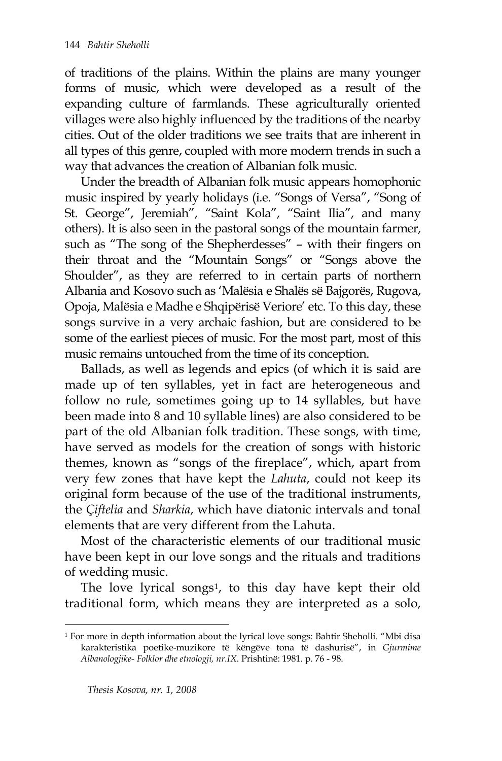of traditions of the plains. Within the plains are many younger forms of music, which were developed as a result of the expanding culture of farmlands. These agriculturally oriented villages were also highly influenced by the traditions of the nearby cities. Out of the older traditions we see traits that are inherent in all types of this genre, coupled with more modern trends in such a way that advances the creation of Albanian folk music.

Under the breadth of Albanian folk music appears homophonic music inspired by yearly holidays (i.e. "Songs of Versa", "Song of St. George", Jeremiah", "Saint Kola", "Saint Ilia", and many others). It is also seen in the pastoral songs of the mountain farmer, such as "The song of the Shepherdesses" – with their fingers on their throat and the "Mountain Songs" or "Songs above the Shoulder", as they are referred to in certain parts of northern Albania and Kosovo such as 'Malësia e Shalës së Bajgorës, Rugova, Opoja, Malësia e Madhe e Shqipërisë Veriore' etc. To this day, these songs survive in a very archaic fashion, but are considered to be some of the earliest pieces of music. For the most part, most of this music remains untouched from the time of its conception.

Ballads, as well as legends and epics (of which it is said are made up of ten syllables, yet in fact are heterogeneous and follow no rule, sometimes going up to 14 syllables, but have been made into 8 and 10 syllable lines) are also considered to be part of the old Albanian folk tradition. These songs, with time, have served as models for the creation of songs with historic themes, known as "songs of the fireplace", which, apart from very few zones that have kept the *Lahuta*, could not keep its original form because of the use of the traditional instruments, the *Çiftelia* and *Sharkia*, which have diatonic intervals and tonal elements that are very different from the Lahuta.

Most of the characteristic elements of our traditional music have been kept in our love songs and the rituals and traditions of wedding music.

The love lyrical songs[1], to this day have kept their old traditional form, which means they are interpreted as a solo,

[1] For more in depth information about the lyrical love songs: Bahtir Sheholli. "Mbi disa karakteristika poetike-muzikore të këngëve tona të dashurisë", in *Gjurmime Albanologjike- Folklor dhe etnologji, nr.IX*. Prishtinë: 1981. p. 76 - 98.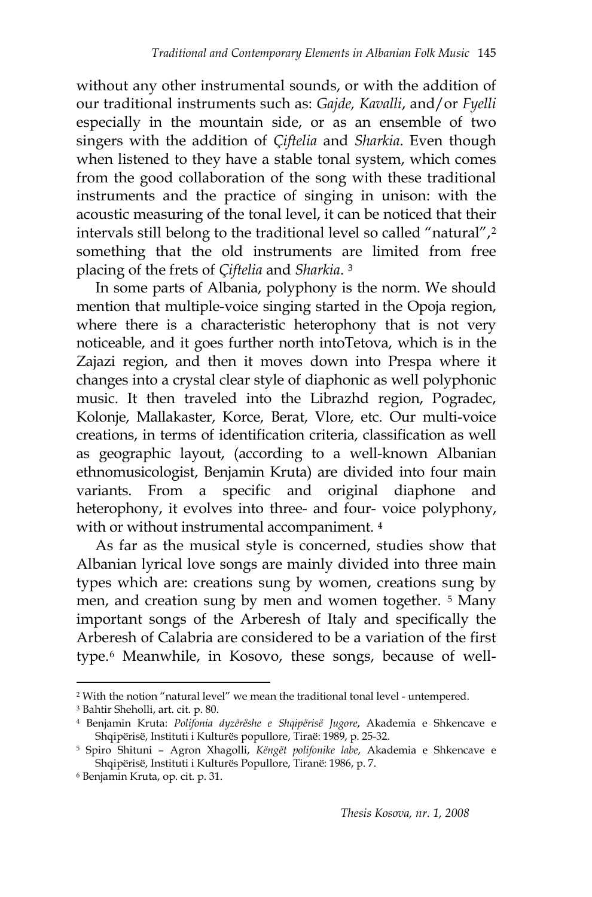without any other instrumental sounds, or with the addition of our traditional instruments such as: *Gajde, Kavalli*, and/or *Fyelli* especially in the mountain side, or as an ensemble of two singers with the addition of *Çiftelia* and *Sharkia*. Even though when listened to they have a stable tonal system, which comes from the good collaboration of the song with these traditional instruments and the practice of singing in unison: with the acoustic measuring of the tonal level, it can be noticed that their intervals still belong to the traditional level so called "natural",[2] something that the old instruments are limited from free placing of the frets of *Çiftelia* and *Sharkia*. [3]

In some parts of Albania, polyphony is the norm. We should mention that multiple-voice singing started in the Opoja region, where there is a characteristic heterophony that is not very noticeable, and it goes further north intoTetova, which is in the Zajazi region, and then it moves down into Prespa where it changes into a crystal clear style of diaphonic as well polyphonic music. It then traveled into the Librazhd region, Pogradec, Kolonje, Mallakaster, Korce, Berat, Vlore, etc. Our multi-voice creations, in terms of identification criteria, classification as well as geographic layout, (according to a well-known Albanian ethnomusicologist, Benjamin Kruta) are divided into four main variants. From a specific and original diaphone and heterophony, it evolves into three- and four- voice polyphony, with or without instrumental accompaniment. [4]

As far as the musical style is concerned, studies show that Albanian lyrical love songs are mainly divided into three main types which are: creations sung by women, creations sung by men, and creation sung by men and women together. [5] Many important songs of the Arberesh of Italy and specifically the Arberesh of Calabria are considered to be a variation of the first type.[6] Meanwhile, in Kosovo, these songs, because of well-

---

[2] With the notion "natural level" we mean the traditional tonal level - untempered.

[3] Bahtir Sheholli, art. cit. p. 80.

[4] Benjamin Kruta: *Polifonia dyzërëshe e Shqipërisë Jugore*, Akademia e Shkencave e Shqipërisë, Instituti i Kulturës popullore, Tiraë: 1989, p. 25-32.

[5] Spiro Shituni – Agron Xhagolli, *Këngët polifonike labe*, Akademia e Shkencave e Shqipërisë, Instituti i Kulturës Popullore, Tiranë: 1986, p. 7.

[6] Benjamin Kruta, op. cit. p. 31.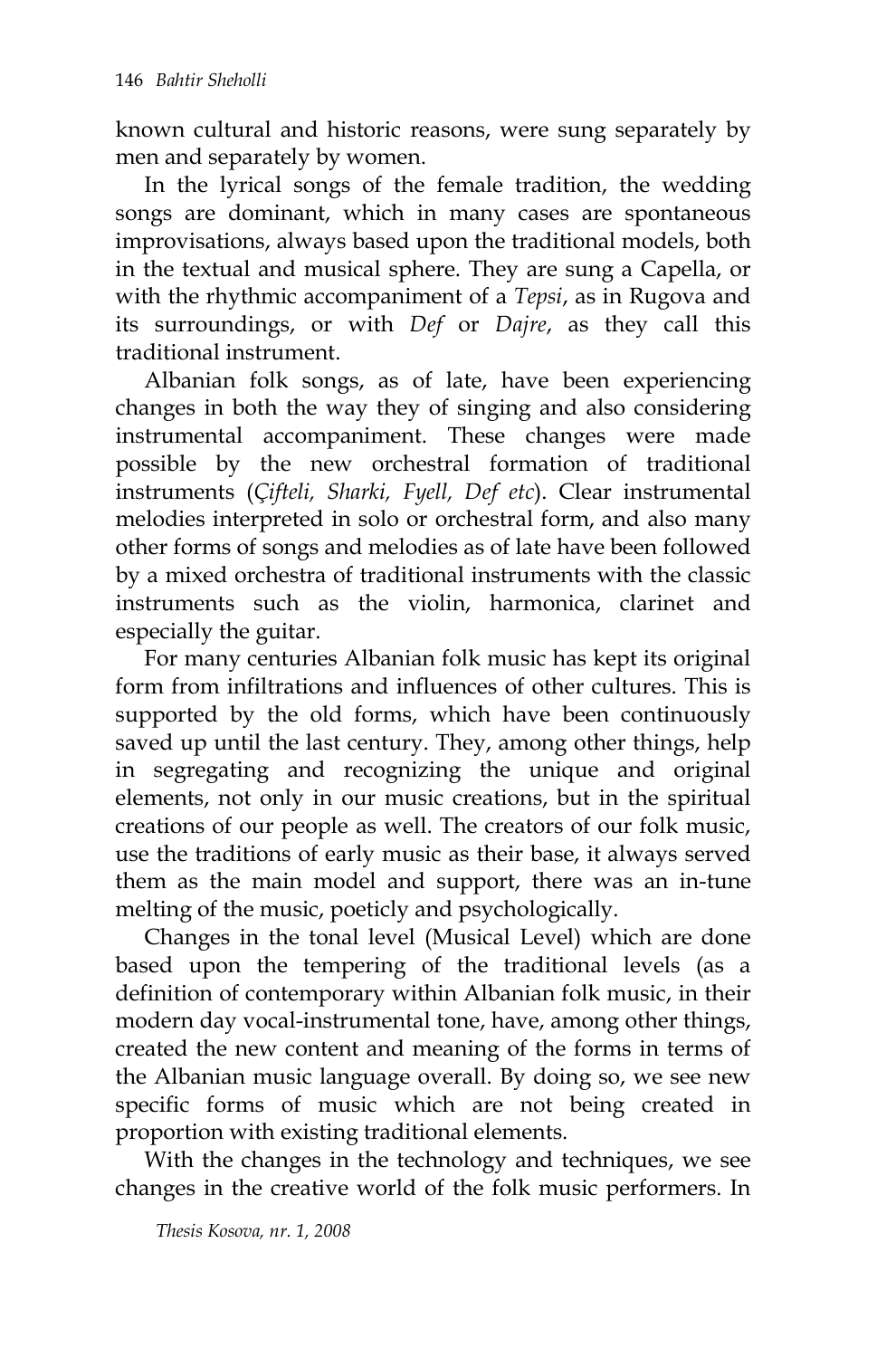known cultural and historic reasons, were sung separately by men and separately by women.

In the lyrical songs of the female tradition, the wedding songs are dominant, which in many cases are spontaneous improvisations, always based upon the traditional models, both in the textual and musical sphere. They are sung a Capella, or with the rhythmic accompaniment of a *Tepsi*, as in Rugova and its surroundings, or with *Def* or *Dajre*, as they call this traditional instrument.

Albanian folk songs, as of late, have been experiencing changes in both the way they of singing and also considering instrumental accompaniment. These changes were made possible by the new orchestral formation of traditional instruments (*Çifteli, Sharki, Fyell, Def etc*). Clear instrumental melodies interpreted in solo or orchestral form, and also many other forms of songs and melodies as of late have been followed by a mixed orchestra of traditional instruments with the classic instruments such as the violin, harmonica, clarinet and especially the guitar.

For many centuries Albanian folk music has kept its original form from infiltrations and influences of other cultures. This is supported by the old forms, which have been continuously saved up until the last century. They, among other things, help in segregating and recognizing the unique and original elements, not only in our music creations, but in the spiritual creations of our people as well. The creators of our folk music, use the traditions of early music as their base, it always served them as the main model and support, there was an in-tune melting of the music, poeticly and psychologically.

Changes in the tonal level (Musical Level) which are done based upon the tempering of the traditional levels (as a definition of contemporary within Albanian folk music, in their modern day vocal-instrumental tone, have, among other things, created the new content and meaning of the forms in terms of the Albanian music language overall. By doing so, we see new specific forms of music which are not being created in proportion with existing traditional elements.

With the changes in the technology and techniques, we see changes in the creative world of the folk music performers. In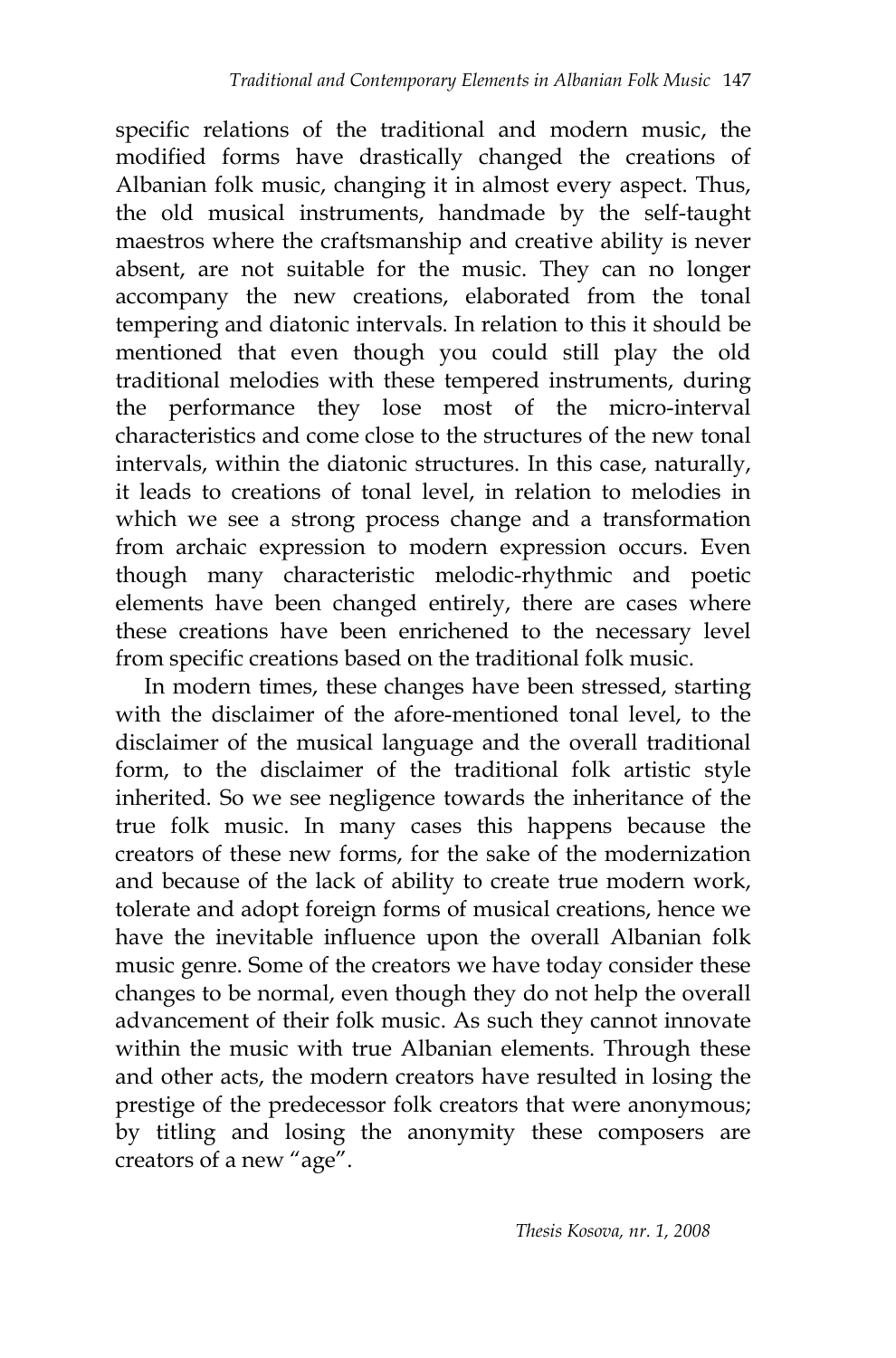specific relations of the traditional and modern music, the modified forms have drastically changed the creations of Albanian folk music, changing it in almost every aspect. Thus, the old musical instruments, handmade by the self-taught maestros where the craftsmanship and creative ability is never absent, are not suitable for the music. They can no longer accompany the new creations, elaborated from the tonal tempering and diatonic intervals. In relation to this it should be mentioned that even though you could still play the old traditional melodies with these tempered instruments, during the performance they lose most of the micro-interval characteristics and come close to the structures of the new tonal intervals, within the diatonic structures. In this case, naturally, it leads to creations of tonal level, in relation to melodies in which we see a strong process change and a transformation from archaic expression to modern expression occurs. Even though many characteristic melodic-rhythmic and poetic elements have been changed entirely, there are cases where these creations have been enrichened to the necessary level from specific creations based on the traditional folk music.

In modern times, these changes have been stressed, starting with the disclaimer of the afore-mentioned tonal level, to the disclaimer of the musical language and the overall traditional form, to the disclaimer of the traditional folk artistic style inherited. So we see negligence towards the inheritance of the true folk music. In many cases this happens because the creators of these new forms, for the sake of the modernization and because of the lack of ability to create true modern work, tolerate and adopt foreign forms of musical creations, hence we have the inevitable influence upon the overall Albanian folk music genre. Some of the creators we have today consider these changes to be normal, even though they do not help the overall advancement of their folk music. As such they cannot innovate within the music with true Albanian elements. Through these and other acts, the modern creators have resulted in losing the prestige of the predecessor folk creators that were anonymous; by titling and losing the anonymity these composers are creators of a new "age".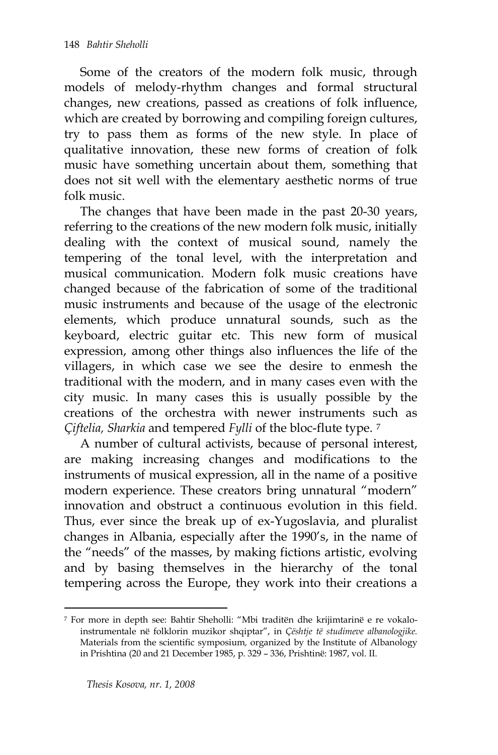Some of the creators of the modern folk music, through models of melody-rhythm changes and formal structural changes, new creations, passed as creations of folk influence, which are created by borrowing and compiling foreign cultures, try to pass them as forms of the new style. In place of qualitative innovation, these new forms of creation of folk music have something uncertain about them, something that does not sit well with the elementary aesthetic norms of true folk music.

The changes that have been made in the past 20-30 years, referring to the creations of the new modern folk music, initially dealing with the context of musical sound, namely the tempering of the tonal level, with the interpretation and musical communication. Modern folk music creations have changed because of the fabrication of some of the traditional music instruments and because of the usage of the electronic elements, which produce unnatural sounds, such as the keyboard, electric guitar etc. This new form of musical expression, among other things also influences the life of the villagers, in which case we see the desire to enmesh the traditional with the modern, and in many cases even with the city music. In many cases this is usually possible by the creations of the orchestra with newer instruments such as *Çiftelia, Sharkia* and tempered *Fylli* of the bloc-flute type. [7]

A number of cultural activists, because of personal interest, are making increasing changes and modifications to the instruments of musical expression, all in the name of a positive modern experience. These creators bring unnatural "modern" innovation and obstruct a continuous evolution in this field. Thus, ever since the break up of ex-Yugoslavia, and pluralist changes in Albania, especially after the 1990's, in the name of the "needs" of the masses, by making fictions artistic, evolving and by basing themselves in the hierarchy of the tonal tempering across the Europe, they work into their creations a

---

[7] For more in depth see: Bahtir Sheholli: "Mbi traditën dhe krijimtarinë e re vokalo-instrumentale në folklorin muzikor shqiptar", in *Çështje të studimeve albanologjike*. Materials from the scientific symposium, organized by the Institute of Albanology in Prishtina (20 and 21 December 1985, p. 329 – 336, Prishtinë: 1987, vol. II.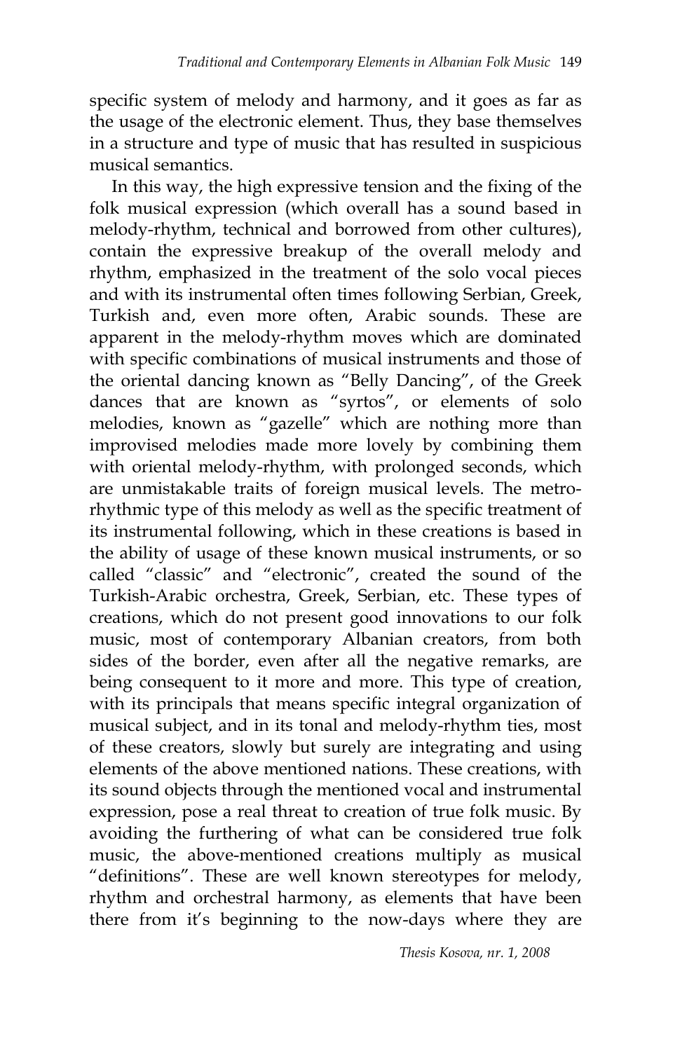specific system of melody and harmony, and it goes as far as the usage of the electronic element. Thus, they base themselves in a structure and type of music that has resulted in suspicious musical semantics.

In this way, the high expressive tension and the fixing of the folk musical expression (which overall has a sound based in melody-rhythm, technical and borrowed from other cultures), contain the expressive breakup of the overall melody and rhythm, emphasized in the treatment of the solo vocal pieces and with its instrumental often times following Serbian, Greek, Turkish and, even more often, Arabic sounds. These are apparent in the melody-rhythm moves which are dominated with specific combinations of musical instruments and those of the oriental dancing known as "Belly Dancing", of the Greek dances that are known as "syrtos", or elements of solo melodies, known as "gazelle" which are nothing more than improvised melodies made more lovely by combining them with oriental melody-rhythm, with prolonged seconds, which are unmistakable traits of foreign musical levels. The metro-rhythmic type of this melody as well as the specific treatment of its instrumental following, which in these creations is based in the ability of usage of these known musical instruments, or so called "classic" and "electronic", created the sound of the Turkish-Arabic orchestra, Greek, Serbian, etc. These types of creations, which do not present good innovations to our folk music, most of contemporary Albanian creators, from both sides of the border, even after all the negative remarks, are being consequent to it more and more. This type of creation, with its principals that means specific integral organization of musical subject, and in its tonal and melody-rhythm ties, most of these creators, slowly but surely are integrating and using elements of the above mentioned nations. These creations, with its sound objects through the mentioned vocal and instrumental expression, pose a real threat to creation of true folk music. By avoiding the furthering of what can be considered true folk music, the above-mentioned creations multiply as musical "definitions". These are well known stereotypes for melody, rhythm and orchestral harmony, as elements that have been there from it's beginning to the now-days where they are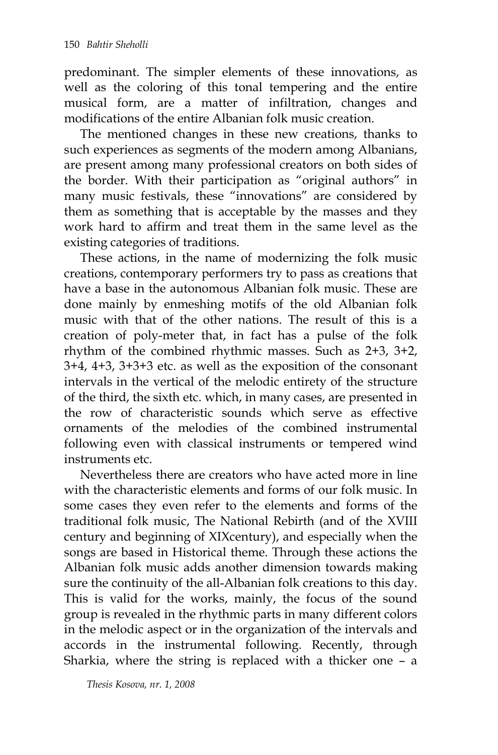predominant. The simpler elements of these innovations, as well as the coloring of this tonal tempering and the entire musical form, are a matter of infiltration, changes and modifications of the entire Albanian folk music creation.

The mentioned changes in these new creations, thanks to such experiences as segments of the modern among Albanians, are present among many professional creators on both sides of the border. With their participation as "original authors" in many music festivals, these "innovations" are considered by them as something that is acceptable by the masses and they work hard to affirm and treat them in the same level as the existing categories of traditions.

These actions, in the name of modernizing the folk music creations, contemporary performers try to pass as creations that have a base in the autonomous Albanian folk music. These are done mainly by enmeshing motifs of the old Albanian folk music with that of the other nations. The result of this is a creation of poly-meter that, in fact has a pulse of the folk rhythm of the combined rhythmic masses. Such as 2+3, 3+2, 3+4, 4+3, 3+3+3 etc. as well as the exposition of the consonant intervals in the vertical of the melodic entirety of the structure of the third, the sixth etc. which, in many cases, are presented in the row of characteristic sounds which serve as effective ornaments of the melodies of the combined instrumental following even with classical instruments or tempered wind instruments etc.

Nevertheless there are creators who have acted more in line with the characteristic elements and forms of our folk music. In some cases they even refer to the elements and forms of the traditional folk music, The National Rebirth (and of the XVIII century and beginning of XIXcentury), and especially when the songs are based in Historical theme. Through these actions the Albanian folk music adds another dimension towards making sure the continuity of the all-Albanian folk creations to this day. This is valid for the works, mainly, the focus of the sound group is revealed in the rhythmic parts in many different colors in the melodic aspect or in the organization of the intervals and accords in the instrumental following. Recently, through Sharkia, where the string is replaced with a thicker one – a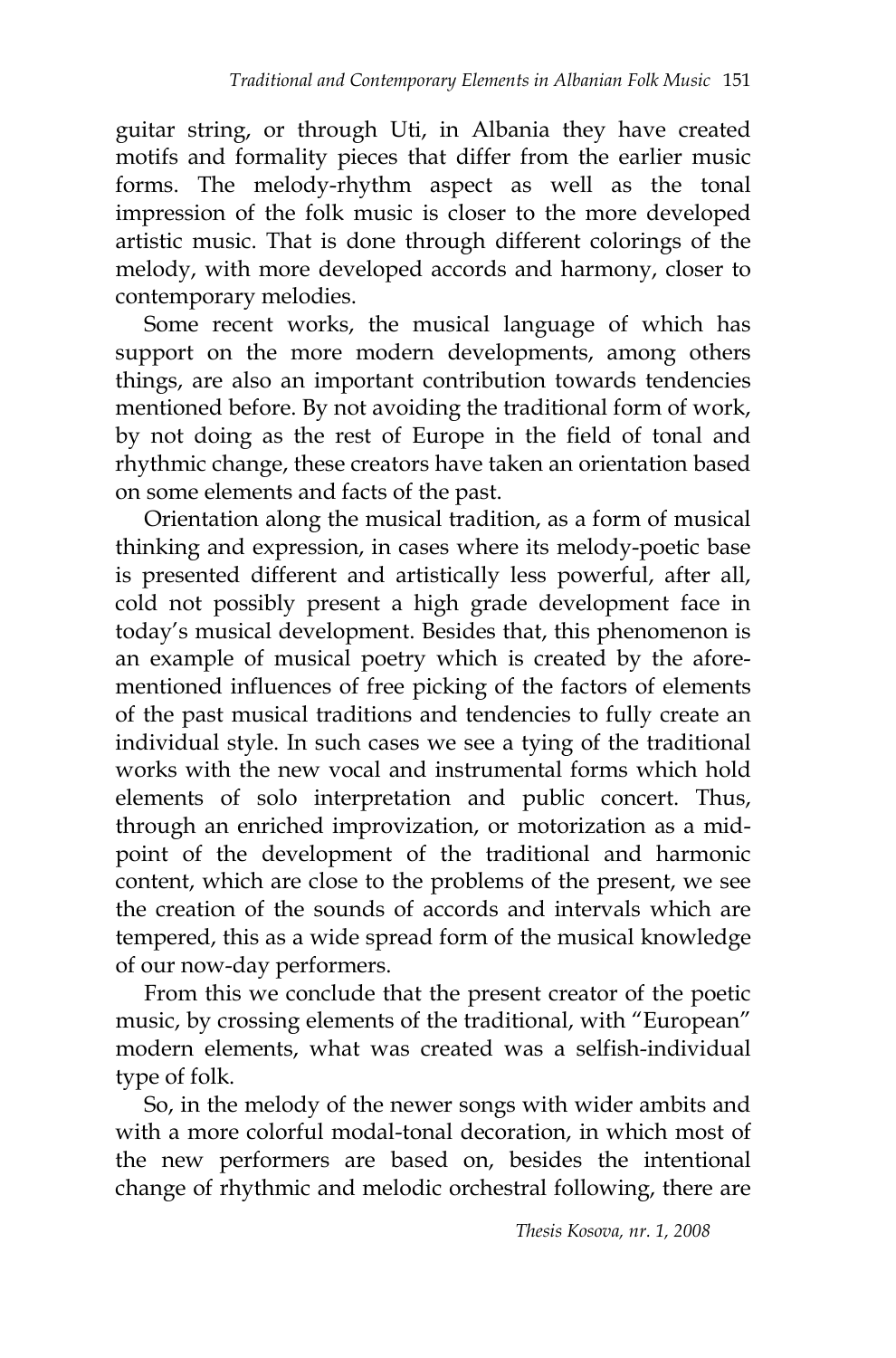guitar string, or through Uti, in Albania they have created motifs and formality pieces that differ from the earlier music forms. The melody-rhythm aspect as well as the tonal impression of the folk music is closer to the more developed artistic music. That is done through different colorings of the melody, with more developed accords and harmony, closer to contemporary melodies.

Some recent works, the musical language of which has support on the more modern developments, among others things, are also an important contribution towards tendencies mentioned before. By not avoiding the traditional form of work, by not doing as the rest of Europe in the field of tonal and rhythmic change, these creators have taken an orientation based on some elements and facts of the past.

Orientation along the musical tradition, as a form of musical thinking and expression, in cases where its melody-poetic base is presented different and artistically less powerful, after all, cold not possibly present a high grade development face in today's musical development. Besides that, this phenomenon is an example of musical poetry which is created by the afore-mentioned influences of free picking of the factors of elements of the past musical traditions and tendencies to fully create an individual style. In such cases we see a tying of the traditional works with the new vocal and instrumental forms which hold elements of solo interpretation and public concert. Thus, through an enriched improvization, or motorization as a mid-point of the development of the traditional and harmonic content, which are close to the problems of the present, we see the creation of the sounds of accords and intervals which are tempered, this as a wide spread form of the musical knowledge of our now-day performers.

From this we conclude that the present creator of the poetic music, by crossing elements of the traditional, with "European" modern elements, what was created was a selfish-individual type of folk.

So, in the melody of the newer songs with wider ambits and with a more colorful modal-tonal decoration, in which most of the new performers are based on, besides the intentional change of rhythmic and melodic orchestral following, there are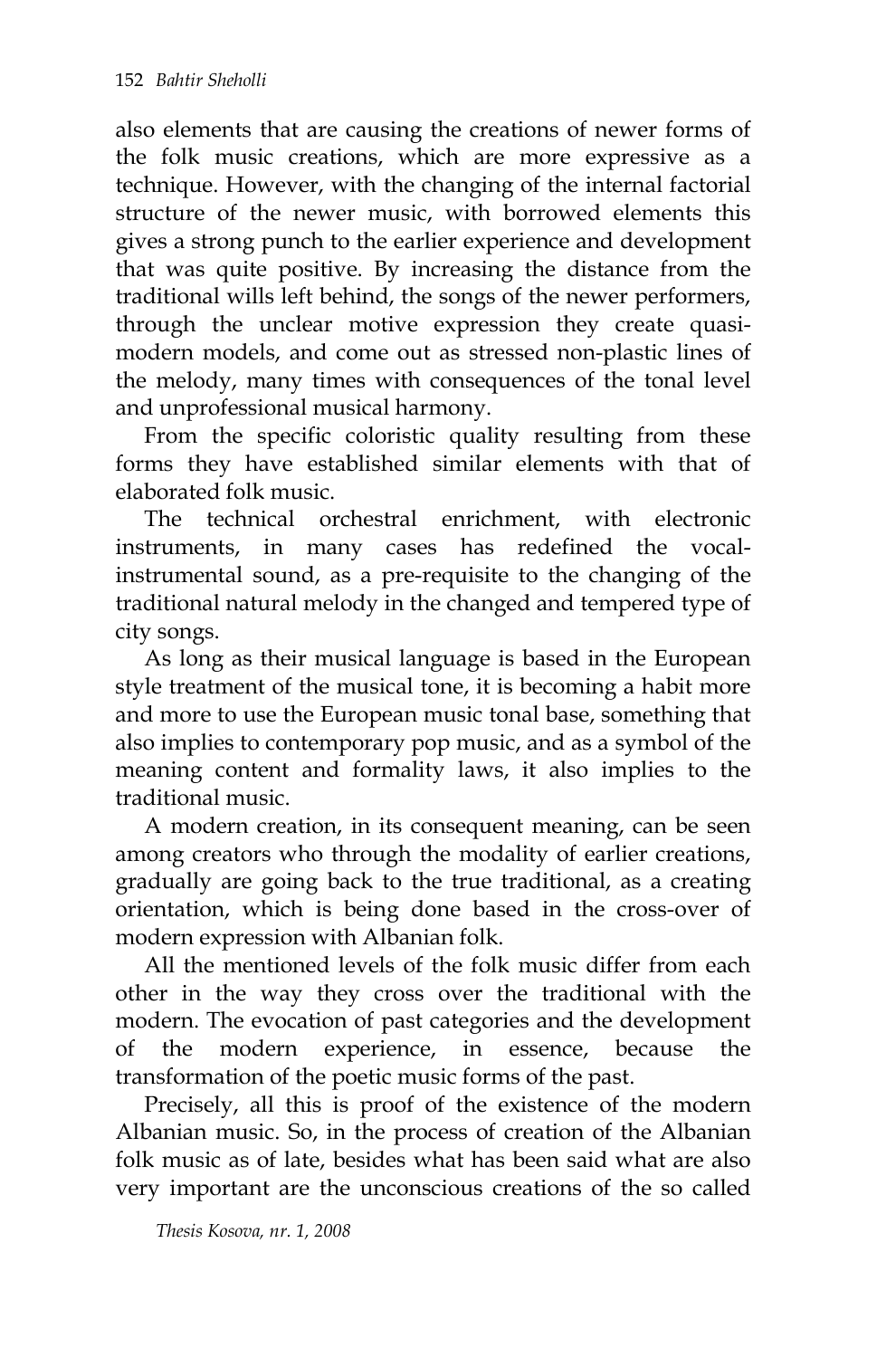also elements that are causing the creations of newer forms of the folk music creations, which are more expressive as a technique. However, with the changing of the internal factorial structure of the newer music, with borrowed elements this gives a strong punch to the earlier experience and development that was quite positive. By increasing the distance from the traditional wills left behind, the songs of the newer performers, through the unclear motive expression they create quasi-modern models, and come out as stressed non-plastic lines of the melody, many times with consequences of the tonal level and unprofessional musical harmony.

From the specific coloristic quality resulting from these forms they have established similar elements with that of elaborated folk music.

The technical orchestral enrichment, with electronic instruments, in many cases has redefined the vocal-instrumental sound, as a pre-requisite to the changing of the traditional natural melody in the changed and tempered type of city songs.

As long as their musical language is based in the European style treatment of the musical tone, it is becoming a habit more and more to use the European music tonal base, something that also implies to contemporary pop music, and as a symbol of the meaning content and formality laws, it also implies to the traditional music.

A modern creation, in its consequent meaning, can be seen among creators who through the modality of earlier creations, gradually are going back to the true traditional, as a creating orientation, which is being done based in the cross-over of modern expression with Albanian folk.

All the mentioned levels of the folk music differ from each other in the way they cross over the traditional with the modern. The evocation of past categories and the development of the modern experience, in essence, because the transformation of the poetic music forms of the past.

Precisely, all this is proof of the existence of the modern Albanian music. So, in the process of creation of the Albanian folk music as of late, besides what has been said what are also very important are the unconscious creations of the so called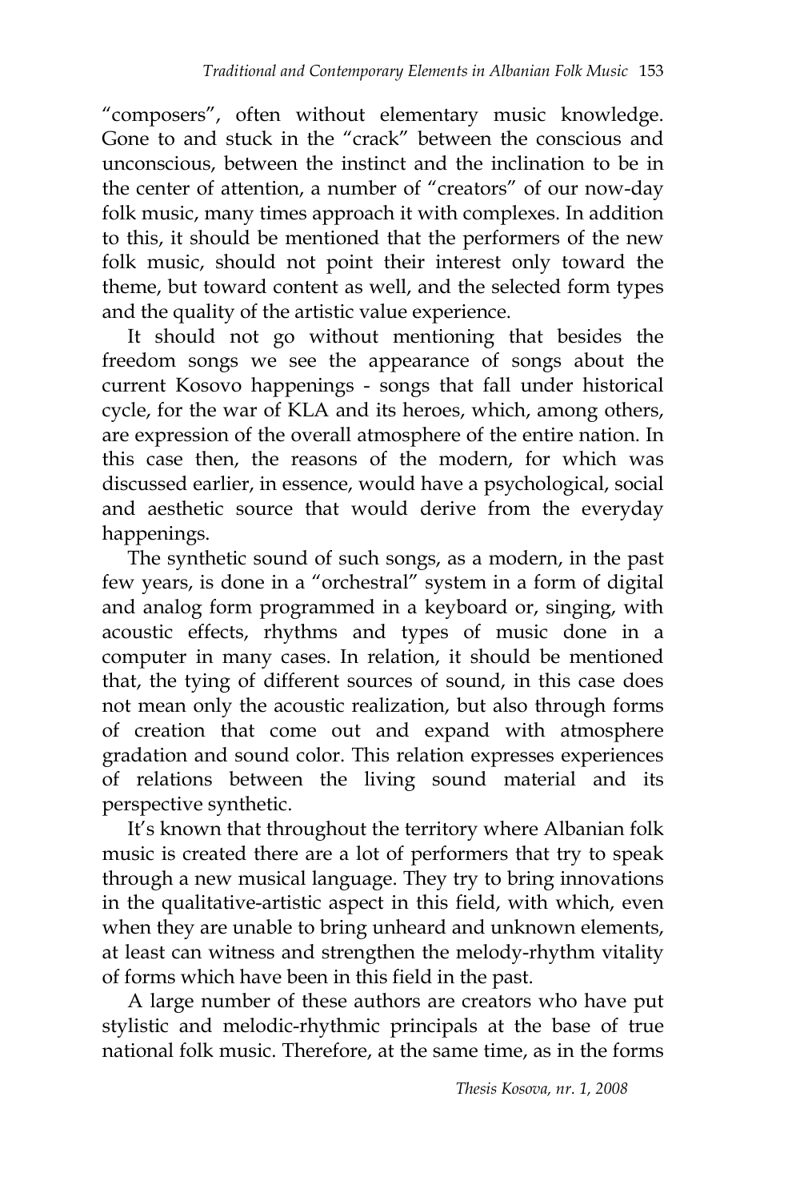"composers", often without elementary music knowledge. Gone to and stuck in the "crack" between the conscious and unconscious, between the instinct and the inclination to be in the center of attention, a number of "creators" of our now-day folk music, many times approach it with complexes. In addition to this, it should be mentioned that the performers of the new folk music, should not point their interest only toward the theme, but toward content as well, and the selected form types and the quality of the artistic value experience.

It should not go without mentioning that besides the freedom songs we see the appearance of songs about the current Kosovo happenings - songs that fall under historical cycle, for the war of KLA and its heroes, which, among others, are expression of the overall atmosphere of the entire nation. In this case then, the reasons of the modern, for which was discussed earlier, in essence, would have a psychological, social and aesthetic source that would derive from the everyday happenings.

The synthetic sound of such songs, as a modern, in the past few years, is done in a "orchestral" system in a form of digital and analog form programmed in a keyboard or, singing, with acoustic effects, rhythms and types of music done in a computer in many cases. In relation, it should be mentioned that, the tying of different sources of sound, in this case does not mean only the acoustic realization, but also through forms of creation that come out and expand with atmosphere gradation and sound color. This relation expresses experiences of relations between the living sound material and its perspective synthetic.

It's known that throughout the territory where Albanian folk music is created there are a lot of performers that try to speak through a new musical language. They try to bring innovations in the qualitative-artistic aspect in this field, with which, even when they are unable to bring unheard and unknown elements, at least can witness and strengthen the melody-rhythm vitality of forms which have been in this field in the past.

A large number of these authors are creators who have put stylistic and melodic-rhythmic principals at the base of true national folk music. Therefore, at the same time, as in the forms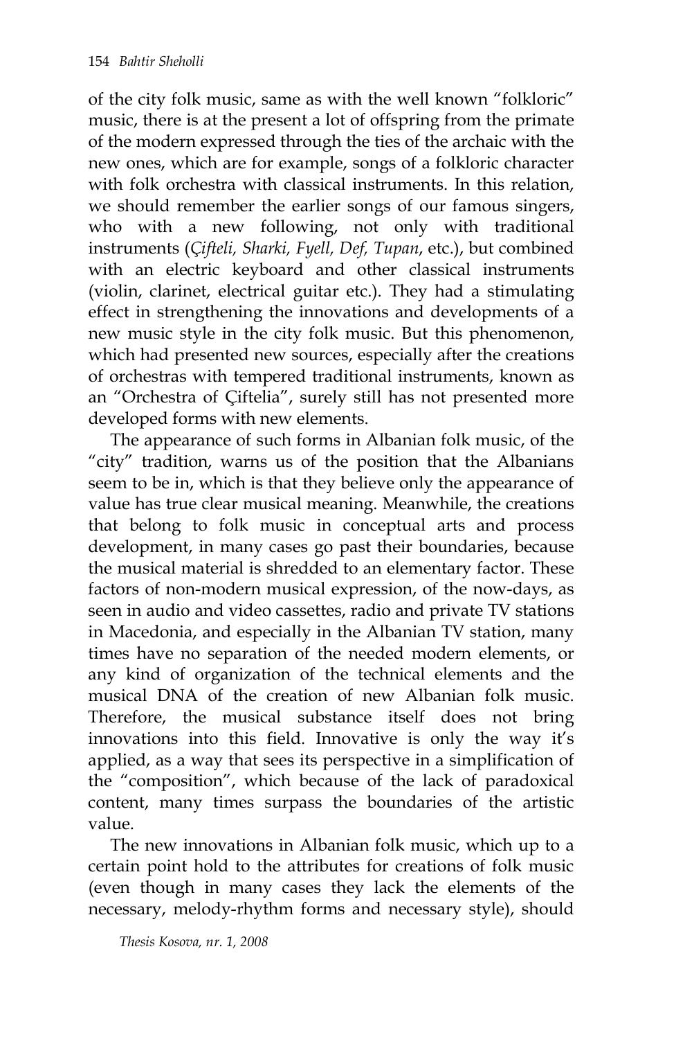of the city folk music, same as with the well known "folkloric" music, there is at the present a lot of offspring from the primate of the modern expressed through the ties of the archaic with the new ones, which are for example, songs of a folkloric character with folk orchestra with classical instruments. In this relation, we should remember the earlier songs of our famous singers, who with a new following, not only with traditional instruments (*Çifteli, Sharki, Fyell, Def, Tupan*, etc.), but combined with an electric keyboard and other classical instruments (violin, clarinet, electrical guitar etc.). They had a stimulating effect in strengthening the innovations and developments of a new music style in the city folk music. But this phenomenon, which had presented new sources, especially after the creations of orchestras with tempered traditional instruments, known as an "Orchestra of Çiftelia", surely still has not presented more developed forms with new elements.

The appearance of such forms in Albanian folk music, of the "city" tradition, warns us of the position that the Albanians seem to be in, which is that they believe only the appearance of value has true clear musical meaning. Meanwhile, the creations that belong to folk music in conceptual arts and process development, in many cases go past their boundaries, because the musical material is shredded to an elementary factor. These factors of non-modern musical expression, of the now-days, as seen in audio and video cassettes, radio and private TV stations in Macedonia, and especially in the Albanian TV station, many times have no separation of the needed modern elements, or any kind of organization of the technical elements and the musical DNA of the creation of new Albanian folk music. Therefore, the musical substance itself does not bring innovations into this field. Innovative is only the way it's applied, as a way that sees its perspective in a simplification of the "composition", which because of the lack of paradoxical content, many times surpass the boundaries of the artistic value.

The new innovations in Albanian folk music, which up to a certain point hold to the attributes for creations of folk music (even though in many cases they lack the elements of the necessary, melody-rhythm forms and necessary style), should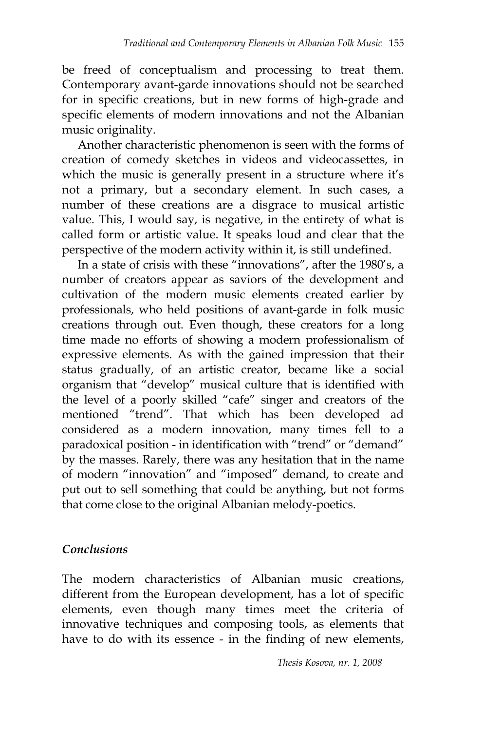be freed of conceptualism and processing to treat them. Contemporary avant-garde innovations should not be searched for in specific creations, but in new forms of high-grade and specific elements of modern innovations and not the Albanian music originality.

Another characteristic phenomenon is seen with the forms of creation of comedy sketches in videos and videocassettes, in which the music is generally present in a structure where it's not a primary, but a secondary element. In such cases, a number of these creations are a disgrace to musical artistic value. This, I would say, is negative, in the entirety of what is called form or artistic value. It speaks loud and clear that the perspective of the modern activity within it, is still undefined.

In a state of crisis with these "innovations", after the 1980's, a number of creators appear as saviors of the development and cultivation of the modern music elements created earlier by professionals, who held positions of avant-garde in folk music creations through out. Even though, these creators for a long time made no efforts of showing a modern professionalism of expressive elements. As with the gained impression that their status gradually, of an artistic creator, became like a social organism that "develop" musical culture that is identified with the level of a poorly skilled "cafe" singer and creators of the mentioned "trend". That which has been developed ad considered as a modern innovation, many times fell to a paradoxical position - in identification with "trend" or "demand" by the masses. Rarely, there was any hesitation that in the name of modern "innovation" and "imposed" demand, to create and put out to sell something that could be anything, but not forms that come close to the original Albanian melody-poetics.

### *Conclusions*

The modern characteristics of Albanian music creations, different from the European development, has a lot of specific elements, even though many times meet the criteria of innovative techniques and composing tools, as elements that have to do with its essence - in the finding of new elements,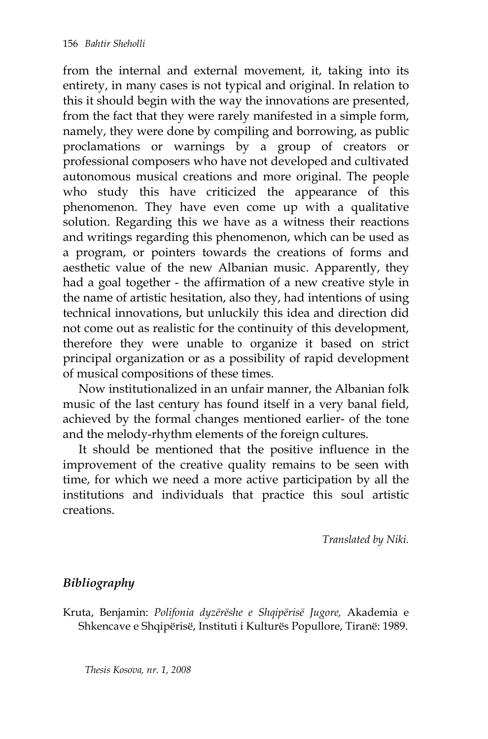from the internal and external movement, it, taking into its entirety, in many cases is not typical and original. In relation to this it should begin with the way the innovations are presented, from the fact that they were rarely manifested in a simple form, namely, they were done by compiling and borrowing, as public proclamations or warnings by a group of creators or professional composers who have not developed and cultivated autonomous musical creations and more original. The people who study this have criticized the appearance of this phenomenon. They have even come up with a qualitative solution. Regarding this we have as a witness their reactions and writings regarding this phenomenon, which can be used as a program, or pointers towards the creations of forms and aesthetic value of the new Albanian music. Apparently, they had a goal together - the affirmation of a new creative style in the name of artistic hesitation, also they, had intentions of using technical innovations, but unluckily this idea and direction did not come out as realistic for the continuity of this development, therefore they were unable to organize it based on strict principal organization or as a possibility of rapid development of musical compositions of these times.

Now institutionalized in an unfair manner, the Albanian folk music of the last century has found itself in a very banal field, achieved by the formal changes mentioned earlier- of the tone and the melody-rhythm elements of the foreign cultures.

It should be mentioned that the positive influence in the improvement of the creative quality remains to be seen with time, for which we need a more active participation by all the institutions and individuals that practice this soul artistic creations.

*Translated by Niki.*

## *Bibliography*

Kruta, Benjamin: *Polifonia dyzërëshe e Shqipërisë Jugore,* Akademia e Shkencave e Shqipërisë, Instituti i Kulturës Popullore, Tiranë: 1989.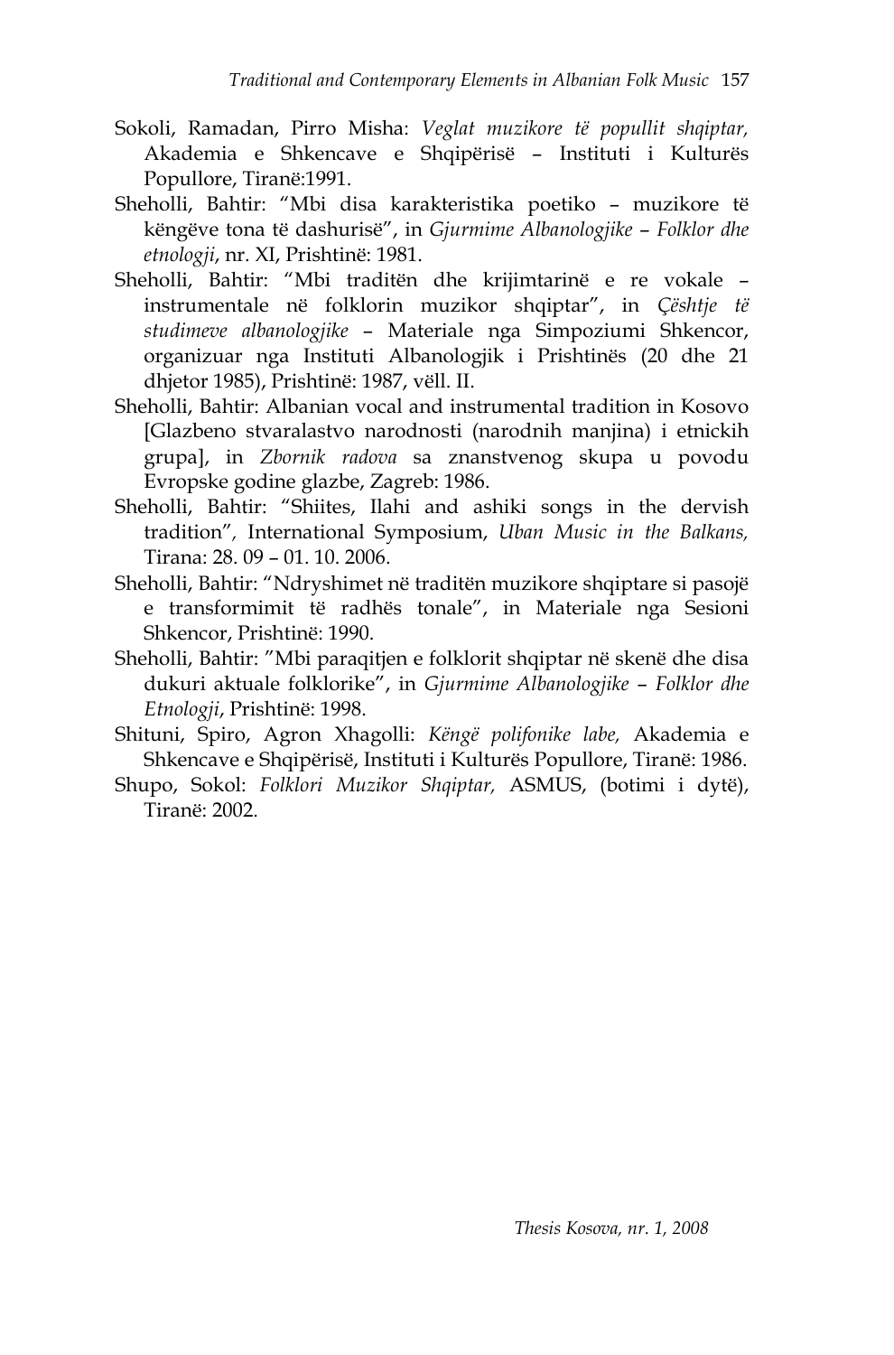Sokoli, Ramadan, Pirro Misha: *Veglat muzikore të popullit shqiptar,* Akademia e Shkencave e Shqipërisë – Instituti i Kulturës Popullore, Tiranë:1991.

Sheholli, Bahtir: "Mbi disa karakteristika poetiko – muzikore të këngëve tona të dashurisë", in *Gjurmime Albanologjike – Folklor dhe etnologji*, nr. XI, Prishtinë: 1981.

Sheholli, Bahtir: "Mbi traditën dhe krijimtarinë e re vokale – instrumentale në folklorin muzikor shqiptar", in *Çështje të studimeve albanologjike* – Materiale nga Simpoziumi Shkencor, organizuar nga Instituti Albanologjik i Prishtinës (20 dhe 21 dhjetor 1985), Prishtinë: 1987, vëll. II.

Sheholli, Bahtir: Albanian vocal and instrumental tradition in Kosovo [Glazbeno stvaralastvo narodnosti (narodnih manjina) i etnickih grupa], in *Zbornik radova* sa znanstvenog skupa u povodu Evropske godine glazbe, Zagreb: 1986.

Sheholli, Bahtir: "Shiites, Ilahi and ashiki songs in the dervish tradition", International Symposium, *Uban Music in the Balkans,* Tirana: 28. 09 – 01. 10. 2006.

Sheholli, Bahtir: "Ndryshimet në traditën muzikore shqiptare si pasojë e transformimit të radhës tonale", in Materiale nga Sesioni Shkencor, Prishtinë: 1990.

Sheholli, Bahtir: "Mbi paraqitjen e folklorit shqiptar në skenë dhe disa dukuri aktuale folklorike", in *Gjurmime Albanologjike – Folklor dhe Etnologji*, Prishtinë: 1998.

Shituni, Spiro, Agron Xhagolli: *Këngë polifonike labe,* Akademia e Shkencave e Shqipërisë, Instituti i Kulturës Popullore, Tiranë: 1986.

Shupo, Sokol: *Folklori Muzikor Shqiptar,* ASMUS, (botimi i dytë), Tiranë: 2002.